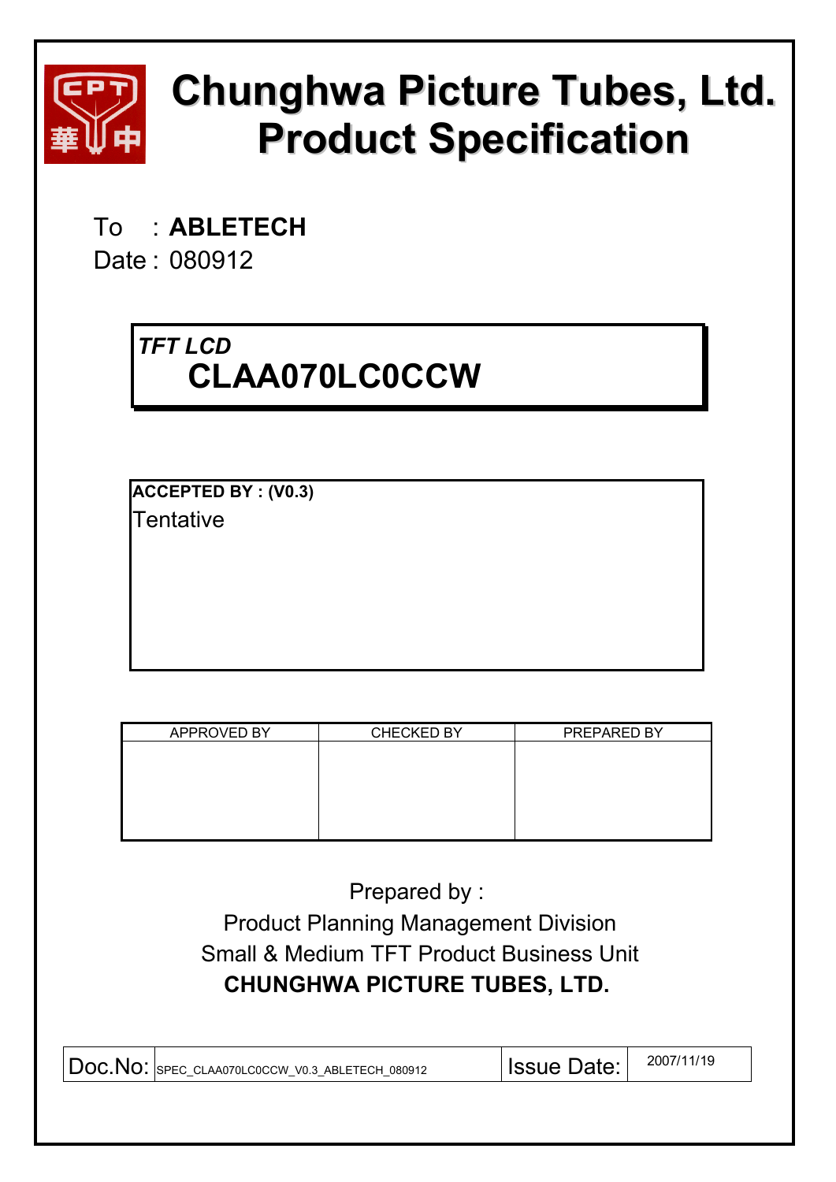# Chunghwa Picture Tubes, Ltd.
# Product Specification

To : **ABLETECH**

Date : 080912

***TFT LCD***

## CLAA070LC0CCW

**ACCEPTED BY : (V0.3)**

Tentative

| APPROVED BY | CHECKED BY | PREPARED BY |
|---|---|---|
| | | |

Prepared by :

Product Planning Management Division

Small & Medium TFT Product Business Unit

**CHUNGHWA PICTURE TUBES, LTD.**

| Doc.No: | SPEC_CLAA070LC0CCW_V0.3_ABLETECH_080912 | Issue Date: | 2007/11/19 |
|---|---|---|---|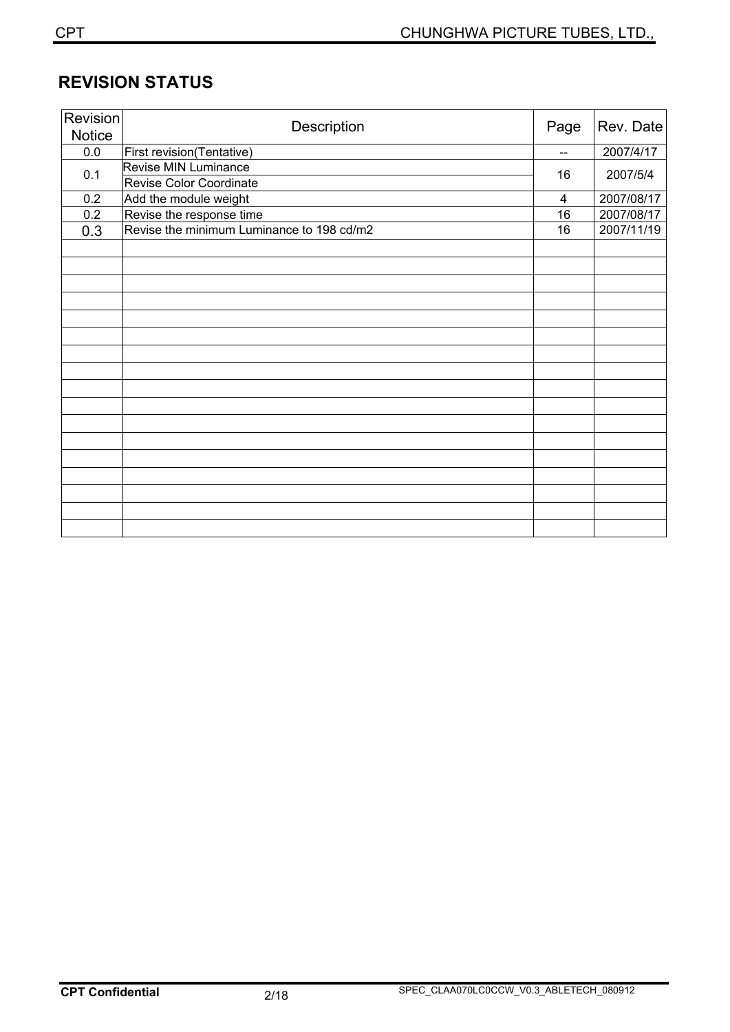## REVISION STATUS

| Revision Notice | Description | Page | Rev. Date |
|---|---|---|---|
| 0.0 | First revision(Tentative) | -- | 2007/4/17 |
| 0.1 | Revise MIN Luminance<br>Revise Color Coordinate | 16 | 2007/5/4 |
| 0.2 | Add the module weight | 4 | 2007/08/17 |
| 0.2 | Revise the response time | 16 | 2007/08/17 |
| 0.3 | Revise the minimum Luminance to 198 cd/m2 | 16 | 2007/11/19 |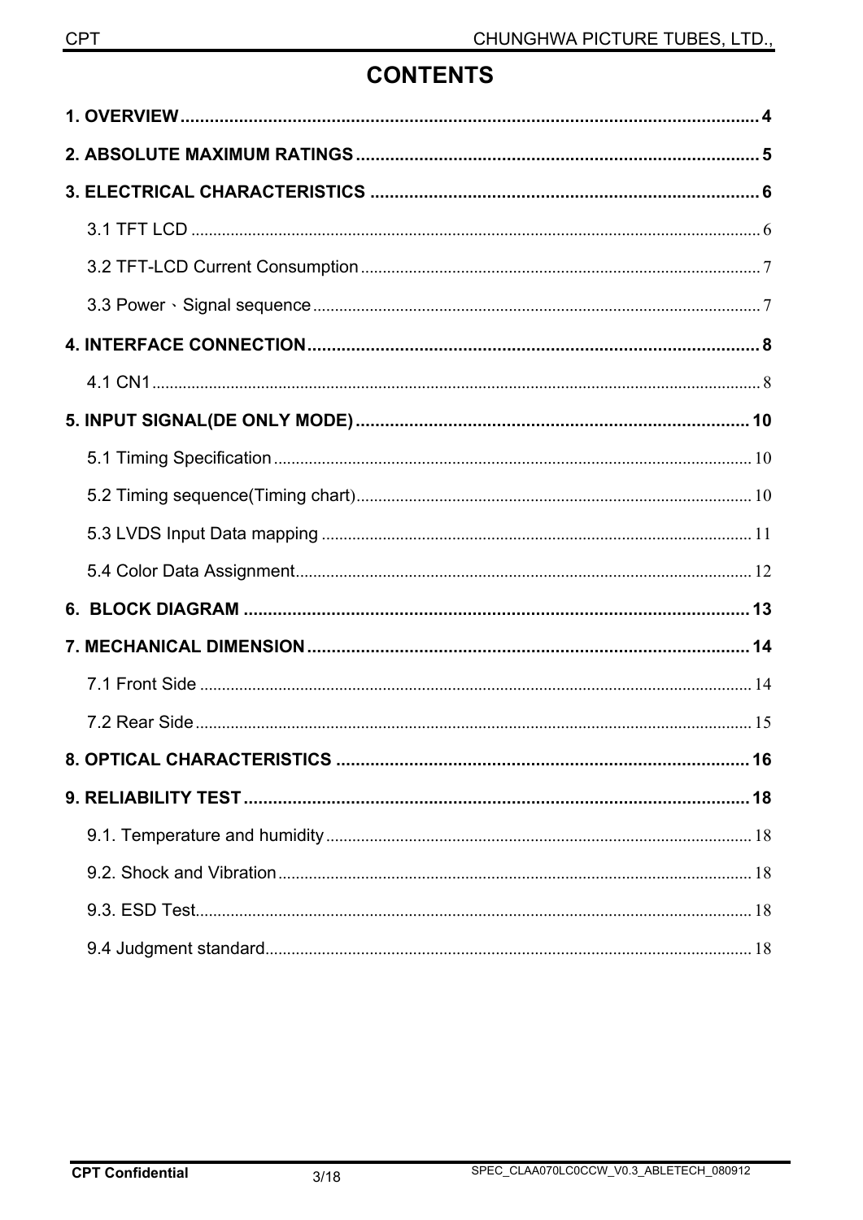# CONTENTS

**1. OVERVIEW** .......... 4

**2. ABSOLUTE MAXIMUM RATINGS** .......... 5

**3. ELECTRICAL CHARACTERISTICS** .......... 6

- 3.1 TFT LCD .......... 6
- 3.2 TFT-LCD Current Consumption .......... 7
- 3.3 Power、Signal sequence .......... 7

**4. INTERFACE CONNECTION** .......... 8

- 4.1 CN1 .......... 8

**5. INPUT SIGNAL(DE ONLY MODE)** .......... 10

- 5.1 Timing Specification .......... 10
- 5.2 Timing sequence(Timing chart) .......... 10
- 5.3 LVDS Input Data mapping .......... 11
- 5.4 Color Data Assignment .......... 12

**6. BLOCK DIAGRAM** .......... 13

**7. MECHANICAL DIMENSION** .......... 14

- 7.1 Front Side .......... 14
- 7.2 Rear Side .......... 15

**8. OPTICAL CHARACTERISTICS** .......... 16

**9. RELIABILITY TEST** .......... 18

- 9.1. Temperature and humidity .......... 18
- 9.2. Shock and Vibration .......... 18
- 9.3. ESD Test .......... 18
- 9.4 Judgment standard .......... 18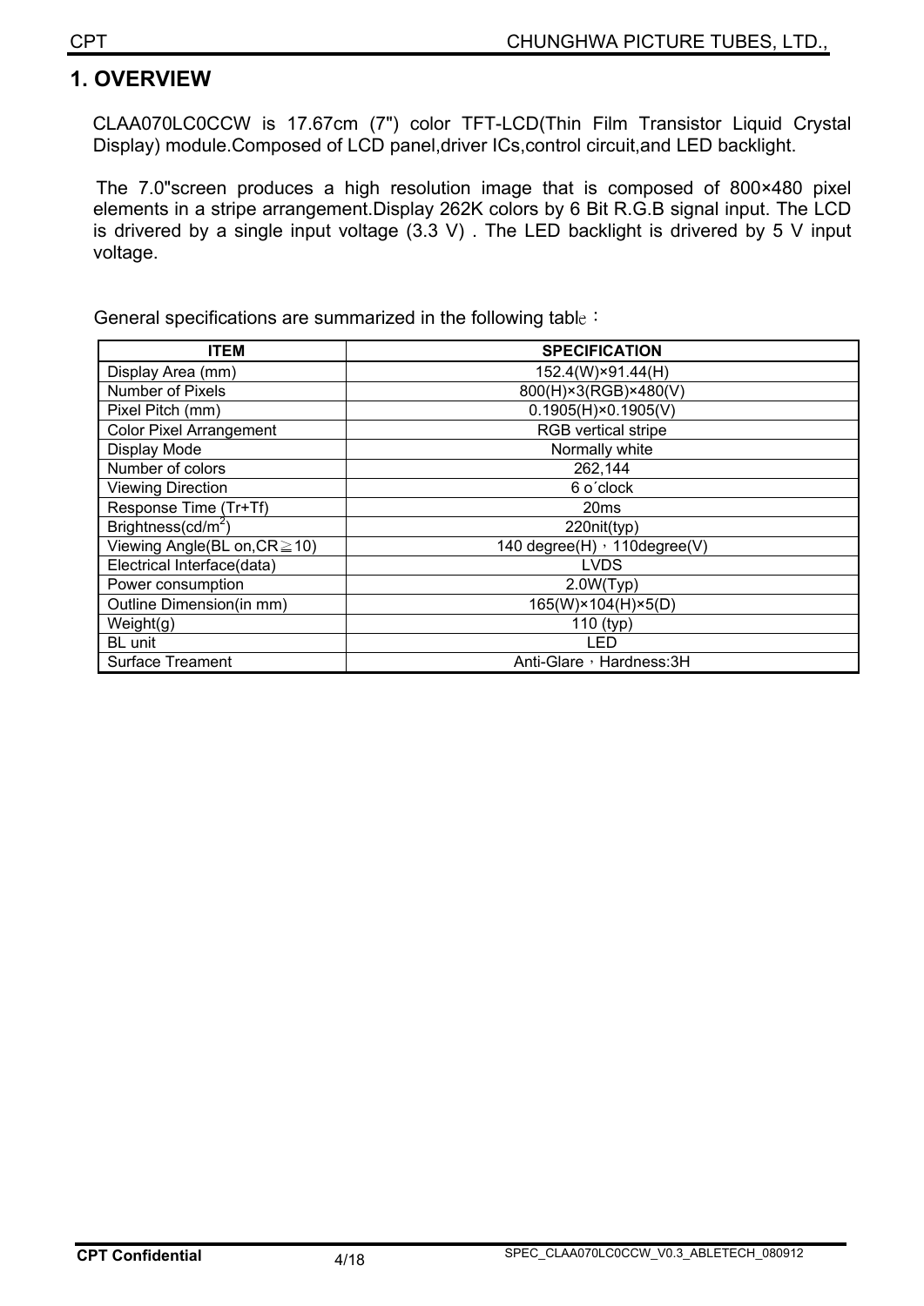# 1. OVERVIEW

CLAA070LC0CCW is 17.67cm (7") color TFT-LCD(Thin Film Transistor Liquid Crystal Display) module.Composed of LCD panel,driver ICs,control circuit,and LED backlight.

The 7.0"screen produces a high resolution image that is composed of 800×480 pixel elements in a stripe arrangement.Display 262K colors by 6 Bit R.G.B signal input. The LCD is drivered by a single input voltage (3.3 V) . The LED backlight is drivered by 5 V input voltage.

General specifications are summarized in the following table：

| ITEM | SPECIFICATION |
|---|---|
| Display Area (mm) | 152.4(W)×91.44(H) |
| Number of Pixels | 800(H)×3(RGB)×480(V) |
| Pixel Pitch (mm) | 0.1905(H)×0.1905(V) |
| Color Pixel Arrangement | RGB vertical stripe |
| Display Mode | Normally white |
| Number of colors | 262,144 |
| Viewing Direction | 6 o´clock |
| Response Time (Tr+Tf) | 20ms |
| Brightness($cd/m^2$) | 220nit(typ) |
| Viewing Angle(BL on,CR≧10) | 140 degree(H)，110degree(V) |
| Electrical Interface(data) | LVDS |
| Power consumption | 2.0W(Typ) |
| Outline Dimension(in mm) | 165(W)×104(H)×5(D) |
| Weight(g) | 110 (typ) |
| BL unit | LED |
| Surface Treament | Anti-Glare，Hardness:3H |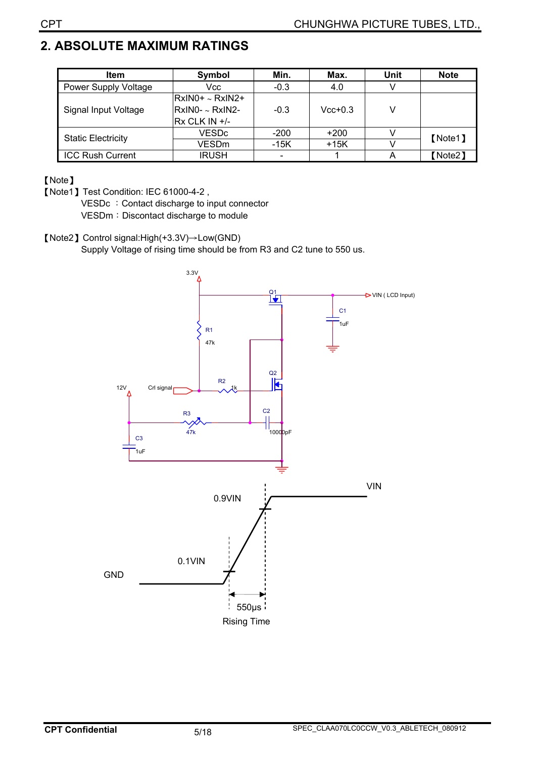## 2. ABSOLUTE MAXIMUM RATINGS

| Item | Symbol | Min. | Max. | Unit | Note |
|---|---|---|---|---|---|
| Power Supply Voltage | Vcc | -0.3 | 4.0 | V | |
| Signal Input Voltage | RxIN0+ ~ RxIN2+<br>RxIN0- ~ RxIN2-<br>Rx CLK IN +/- | -0.3 | Vcc+0.3 | V | |
| Static Electricity | VESDc | -200 | +200 | V | 【Note1】 |
| | VESDm | -15K | +15K | V | |
| ICC Rush Current | IRUSH | - | 1 | A | 【Note2】 |

【Note】

【Note1】Test Condition: IEC 61000-4-2 ,

VESDc ：Contact discharge to input connector

VESDm：Discontact discharge to module

【Note2】Control signal:High(+3.3V)→Low(GND)

Supply Voltage of rising time should be from R3 and C2 tune to 550 us.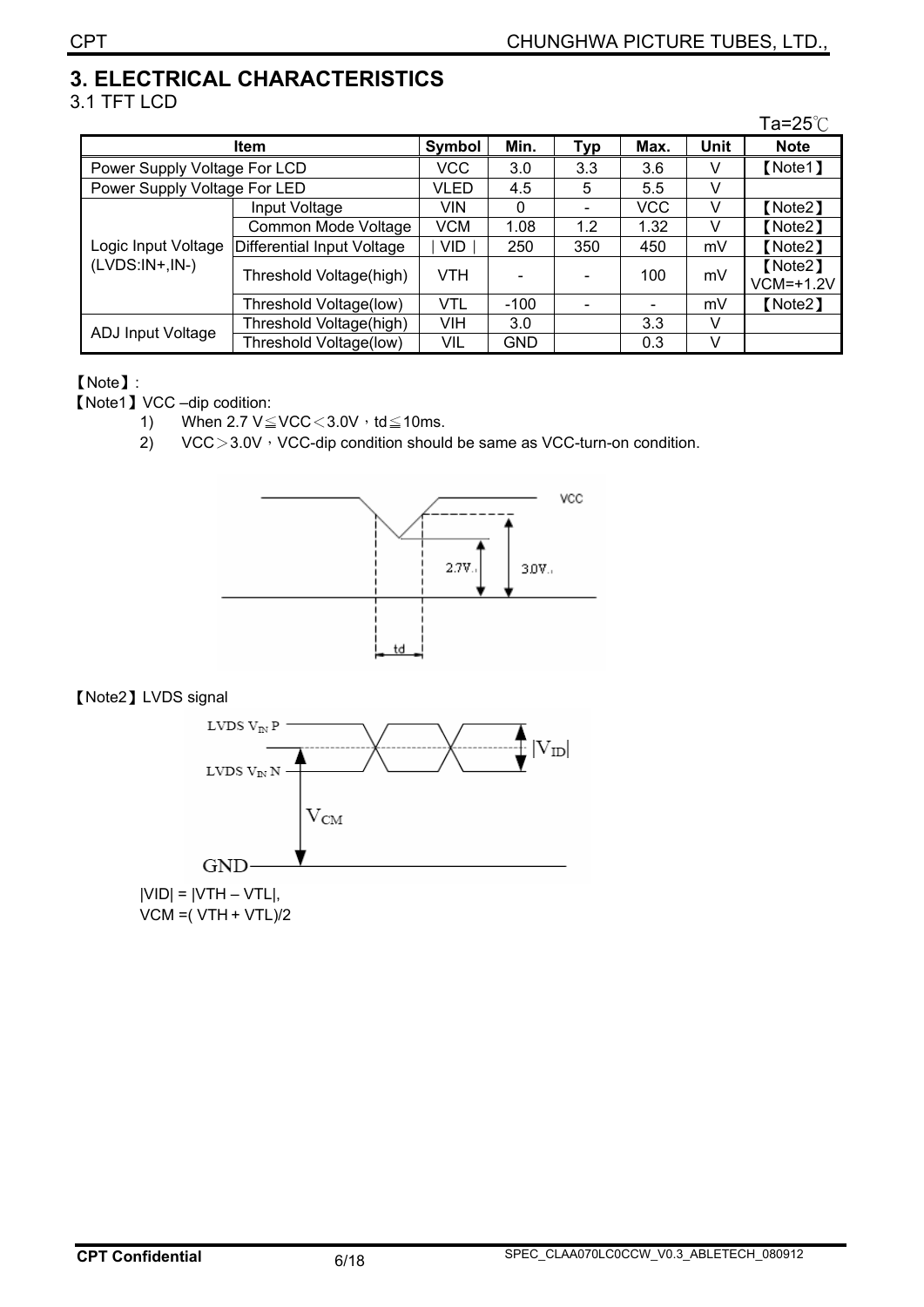# 3. ELECTRICAL CHARACTERISTICS

## 3.1 TFT LCD

Ta=25℃

| Item | | Symbol | Min. | Typ | Max. | Unit | Note |
|---|---|---|---|---|---|---|---|
| Power Supply Voltage For LCD | | VCC | 3.0 | 3.3 | 3.6 | V | 【Note1】 |
| Power Supply Voltage For LED | | VLED | 4.5 | 5 | 5.5 | V | |
| Logic Input Voltage (LVDS:IN+,IN-) | Input Voltage | VIN | 0 | - | VCC | V | 【Note2】 |
| | Common Mode Voltage | VCM | 1.08 | 1.2 | 1.32 | V | 【Note2】 |
| | Differential Input Voltage | ∣VID∣ | 250 | 350 | 450 | mV | 【Note2】 |
| | Threshold Voltage(high) | VTH | - | - | 100 | mV | 【Note2】 VCM=+1.2V |
| | Threshold Voltage(low) | VTL | -100 | - | - | mV | 【Note2】 |
| ADJ Input Voltage | Threshold Voltage(high) | VIH | 3.0 | | 3.3 | V | |
| | Threshold Voltage(low) | VIL | GND | | 0.3 | V | |

【Note】:

【Note1】VCC –dip codition:

1) When 2.7 V≦VCC＜3.0V，td≦10ms.
2) VCC＞3.0V，VCC-dip condition should be same as VCC-turn-on condition.

【Note2】LVDS signal

|VID| = |VTH – VTL|,

VCM =( VTH + VTL)/2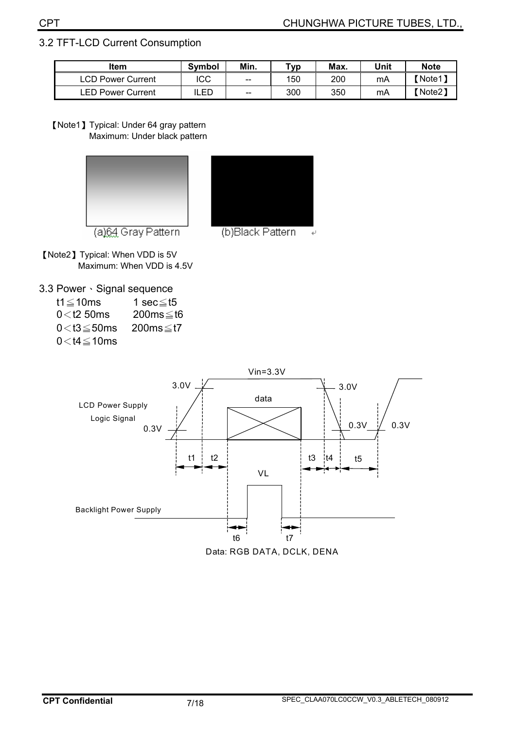## 3.2 TFT-LCD Current Consumption

| Item | Symbol | Min. | Typ | Max. | Unit | Note |
|---|---|---|---|---|---|---|
| LCD Power Current | ICC | -- | 150 | 200 | mA | 【Note1】 |
| LED Power Current | ILED | -- | 300 | 350 | mA | 【Note2】 |

【Note1】Typical: Under 64 gray pattern
Maximum: Under black pattern

(a)64 Gray Pattern (b)Black Pattern

【Note2】Typical: When VDD is 5V
Maximum: When VDD is 4.5V

## 3.3 Power、Signal sequence

t1≦10ms　　1 sec≦t5
0＜t2 50ms　　200ms≦t6
0＜t3≦50ms　　200ms≦t7
0＜t4≦10ms

Data: RGB DATA, DCLK, DENA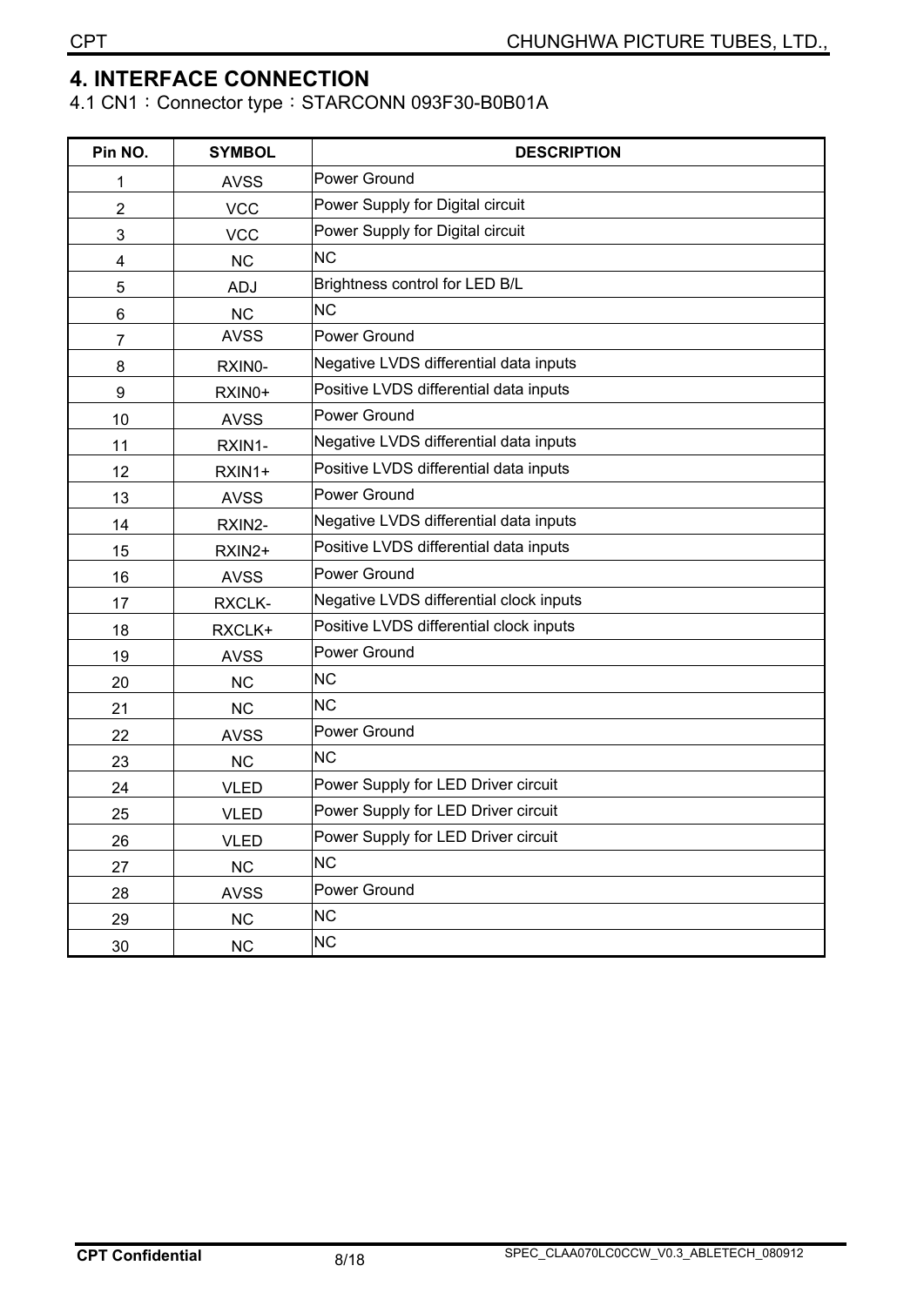# 4. INTERFACE CONNECTION

4.1 CN1：Connector type：STARCONN 093F30-B0B01A

| Pin NO. | SYMBOL | DESCRIPTION |
|---|---|---|
| 1 | AVSS | Power Ground |
| 2 | VCC | Power Supply for Digital circuit |
| 3 | VCC | Power Supply for Digital circuit |
| 4 | NC | NC |
| 5 | ADJ | Brightness control for LED B/L |
| 6 | NC | NC |
| 7 | AVSS | Power Ground |
| 8 | RXIN0- | Negative LVDS differential data inputs |
| 9 | RXIN0+ | Positive LVDS differential data inputs |
| 10 | AVSS | Power Ground |
| 11 | RXIN1- | Negative LVDS differential data inputs |
| 12 | RXIN1+ | Positive LVDS differential data inputs |
| 13 | AVSS | Power Ground |
| 14 | RXIN2- | Negative LVDS differential data inputs |
| 15 | RXIN2+ | Positive LVDS differential data inputs |
| 16 | AVSS | Power Ground |
| 17 | RXCLK- | Negative LVDS differential clock inputs |
| 18 | RXCLK+ | Positive LVDS differential clock inputs |
| 19 | AVSS | Power Ground |
| 20 | NC | NC |
| 21 | NC | NC |
| 22 | AVSS | Power Ground |
| 23 | NC | NC |
| 24 | VLED | Power Supply for LED Driver circuit |
| 25 | VLED | Power Supply for LED Driver circuit |
| 26 | VLED | Power Supply for LED Driver circuit |
| 27 | NC | NC |
| 28 | AVSS | Power Ground |
| 29 | NC | NC |
| 30 | NC | NC |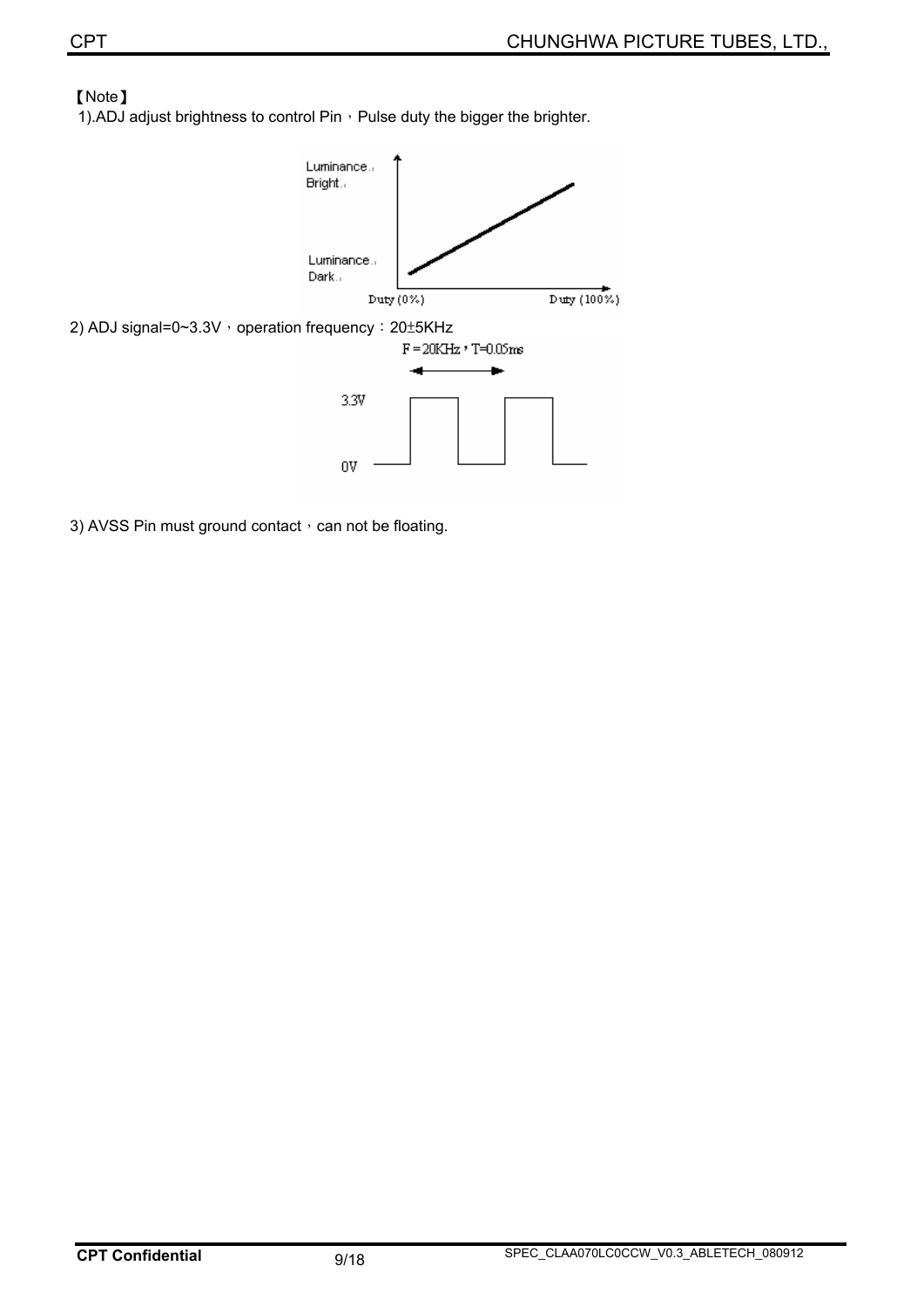【Note】

1).ADJ adjust brightness to control Pin，Pulse duty the bigger the brighter.

2) ADJ signal=0~3.3V，operation frequency：20±5KHz

3) AVSS Pin must ground contact，can not be floating.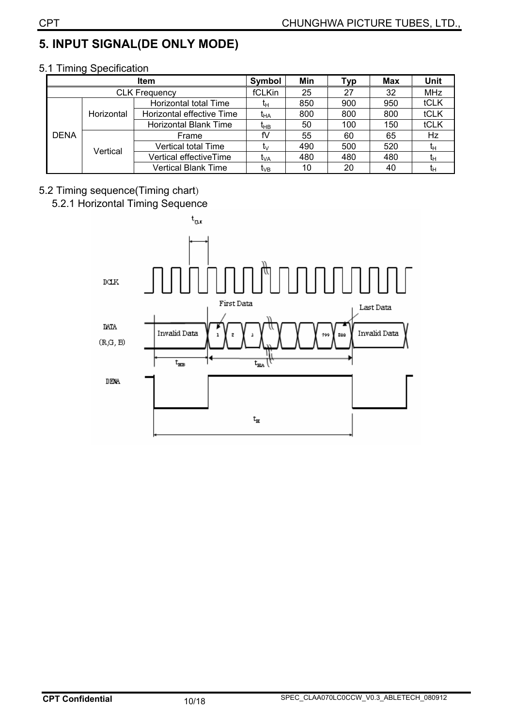# 5. INPUT SIGNAL(DE ONLY MODE)

## 5.1 Timing Specification

| Item | | | Symbol | Min | Typ | Max | Unit |
|---|---|---|---|---|---|---|---|
| CLK Frequency | | | fCLKin | 25 | 27 | 32 | MHz |
| DENA | Horizontal | Horizontal total Time | $t_H$ | 850 | 900 | 950 | tCLK |
| | | Horizontal effective Time | $t_{HA}$ | 800 | 800 | 800 | tCLK |
| | | Horizontal Blank Time | $t_{HB}$ | 50 | 100 | 150 | tCLK |
| | Vertical | Frame | fV | 55 | 60 | 65 | Hz |
| | | Vertical total Time | $t_V$ | 490 | 500 | 520 | $t_H$ |
| | | Vertical effectiveTime | $t_{VA}$ | 480 | 480 | 480 | $t_H$ |
| | | Vertical Blank Time | $t_{VB}$ | 10 | 20 | 40 | $t_H$ |

## 5.2 Timing sequence(Timing chart)

### 5.2.1 Horizontal Timing Sequence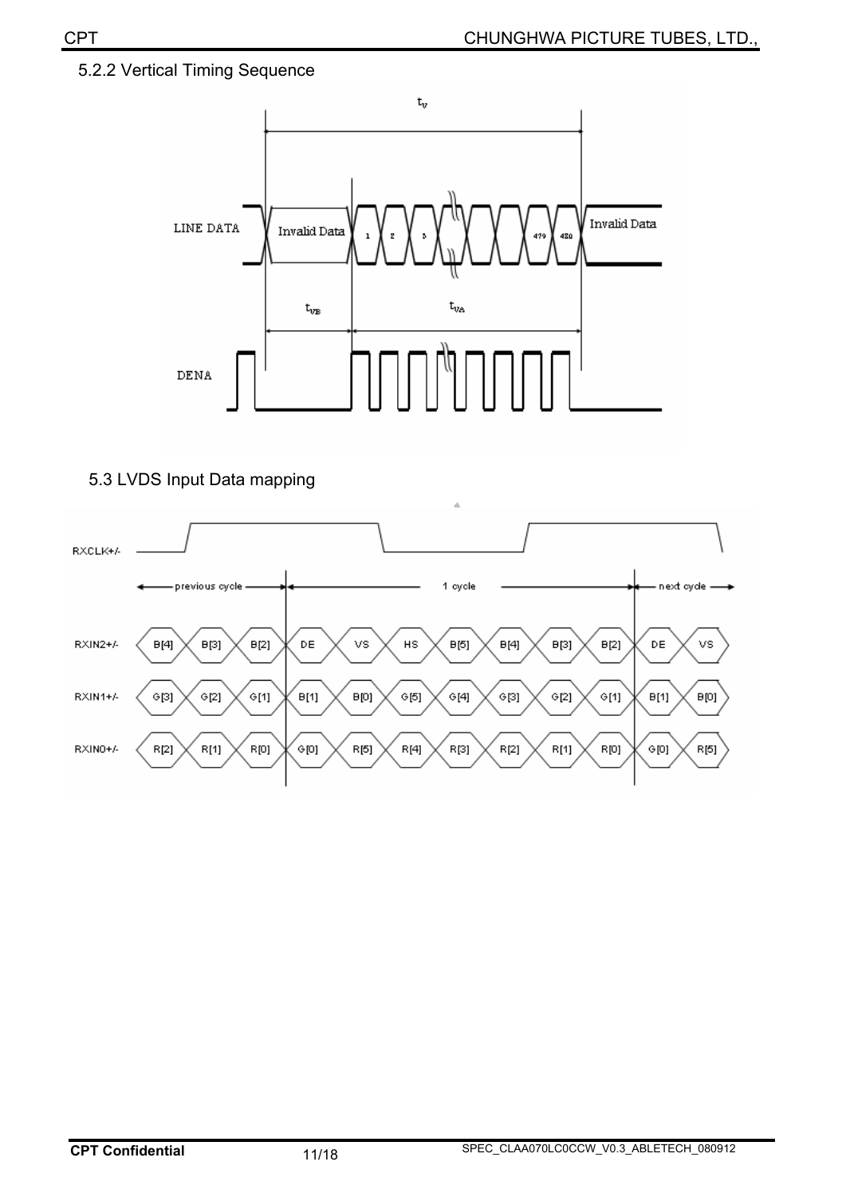### 5.2.2 Vertical Timing Sequence

### 5.3 LVDS Input Data mapping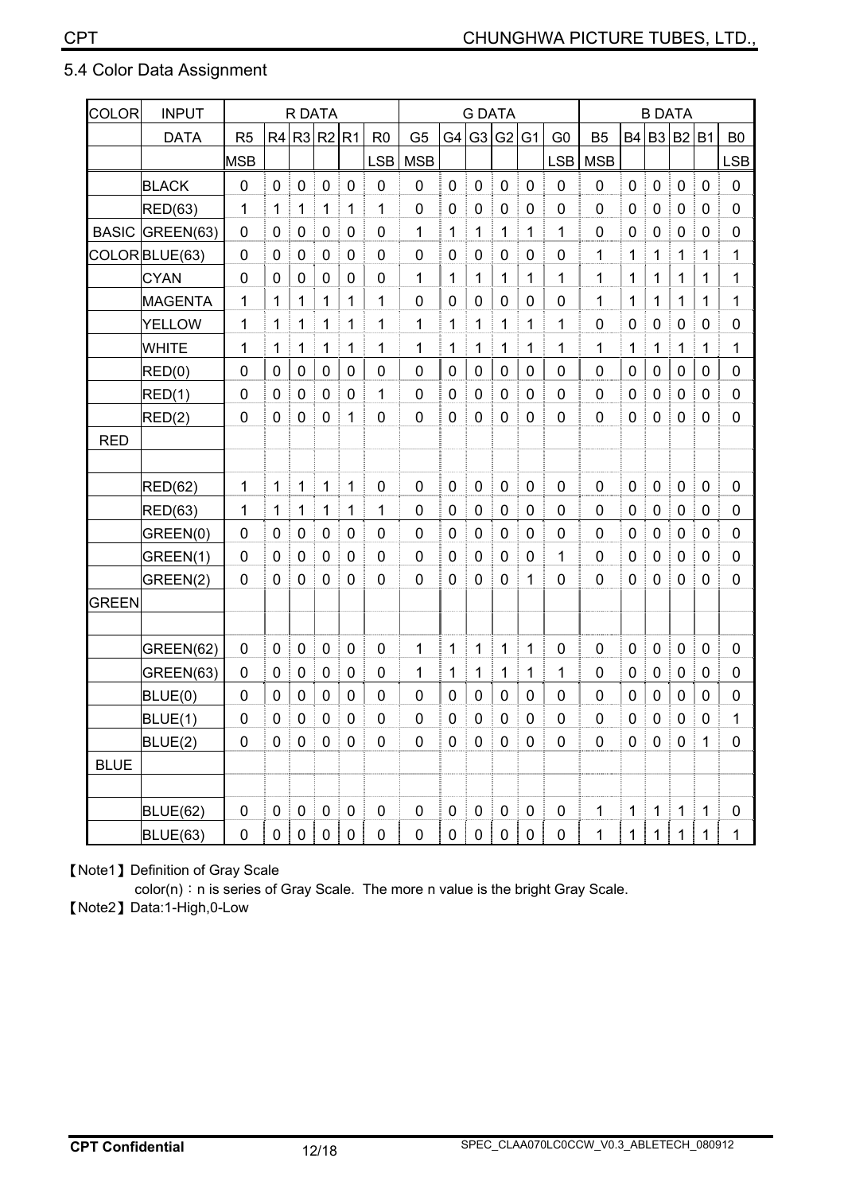## 5.4 Color Data Assignment

| COLOR | INPUT | R DATA | | | | | | G DATA | | | | | | B DATA | | | | | |
|---|---|---|---|---|---|---|---|---|---|---|---|---|---|---|---|---|---|---|---|
| | DATA | R5 | R4 | R3 | R2 | R1 | R0 | G5 | G4 | G3 | G2 | G1 | G0 | B5 | B4 | B3 | B2 | B1 | B0 |
| | | MSB | | | | | LSB | MSB | | | | | LSB | MSB | | | | | LSB |
| | BLACK | 0 | 0 | 0 | 0 | 0 | 0 | 0 | 0 | 0 | 0 | 0 | 0 | 0 | 0 | 0 | 0 | 0 | 0 |
| | RED(63) | 1 | 1 | 1 | 1 | 1 | 1 | 0 | 0 | 0 | 0 | 0 | 0 | 0 | 0 | 0 | 0 | 0 | 0 |
| BASIC | GREEN(63) | 0 | 0 | 0 | 0 | 0 | 0 | 1 | 1 | 1 | 1 | 1 | 1 | 0 | 0 | 0 | 0 | 0 | 0 |
| COLOR | BLUE(63) | 0 | 0 | 0 | 0 | 0 | 0 | 0 | 0 | 0 | 0 | 0 | 0 | 1 | 1 | 1 | 1 | 1 | 1 |
| | CYAN | 0 | 0 | 0 | 0 | 0 | 0 | 1 | 1 | 1 | 1 | 1 | 1 | 1 | 1 | 1 | 1 | 1 | 1 |
| | MAGENTA | 1 | 1 | 1 | 1 | 1 | 1 | 0 | 0 | 0 | 0 | 0 | 0 | 1 | 1 | 1 | 1 | 1 | 1 |
| | YELLOW | 1 | 1 | 1 | 1 | 1 | 1 | 1 | 1 | 1 | 1 | 1 | 1 | 0 | 0 | 0 | 0 | 0 | 0 |
| | WHITE | 1 | 1 | 1 | 1 | 1 | 1 | 1 | 1 | 1 | 1 | 1 | 1 | 1 | 1 | 1 | 1 | 1 | 1 |
| | RED(0) | 0 | 0 | 0 | 0 | 0 | 0 | 0 | 0 | 0 | 0 | 0 | 0 | 0 | 0 | 0 | 0 | 0 | 0 |
| | RED(1) | 0 | 0 | 0 | 0 | 0 | 1 | 0 | 0 | 0 | 0 | 0 | 0 | 0 | 0 | 0 | 0 | 0 | 0 |
| | RED(2) | 0 | 0 | 0 | 0 | 1 | 0 | 0 | 0 | 0 | 0 | 0 | 0 | 0 | 0 | 0 | 0 | 0 | 0 |
| RED | | | | | | | | | | | | | | | | | | | |
| | | | | | | | | | | | | | | | | | | | |
| | RED(62) | 1 | 1 | 1 | 1 | 1 | 0 | 0 | 0 | 0 | 0 | 0 | 0 | 0 | 0 | 0 | 0 | 0 | 0 |
| | RED(63) | 1 | 1 | 1 | 1 | 1 | 1 | 0 | 0 | 0 | 0 | 0 | 0 | 0 | 0 | 0 | 0 | 0 | 0 |
| | GREEN(0) | 0 | 0 | 0 | 0 | 0 | 0 | 0 | 0 | 0 | 0 | 0 | 0 | 0 | 0 | 0 | 0 | 0 | 0 |
| | GREEN(1) | 0 | 0 | 0 | 0 | 0 | 0 | 0 | 0 | 0 | 0 | 0 | 1 | 0 | 0 | 0 | 0 | 0 | 0 |
| | GREEN(2) | 0 | 0 | 0 | 0 | 0 | 0 | 0 | 0 | 0 | 0 | 1 | 0 | 0 | 0 | 0 | 0 | 0 | 0 |
| GREEN | | | | | | | | | | | | | | | | | | | |
| | | | | | | | | | | | | | | | | | | | |
| | GREEN(62) | 0 | 0 | 0 | 0 | 0 | 0 | 1 | 1 | 1 | 1 | 1 | 0 | 0 | 0 | 0 | 0 | 0 | 0 |
| | GREEN(63) | 0 | 0 | 0 | 0 | 0 | 0 | 1 | 1 | 1 | 1 | 1 | 1 | 0 | 0 | 0 | 0 | 0 | 0 |
| | BLUE(0) | 0 | 0 | 0 | 0 | 0 | 0 | 0 | 0 | 0 | 0 | 0 | 0 | 0 | 0 | 0 | 0 | 0 | 0 |
| | BLUE(1) | 0 | 0 | 0 | 0 | 0 | 0 | 0 | 0 | 0 | 0 | 0 | 0 | 0 | 0 | 0 | 0 | 0 | 1 |
| | BLUE(2) | 0 | 0 | 0 | 0 | 0 | 0 | 0 | 0 | 0 | 0 | 0 | 0 | 0 | 0 | 0 | 0 | 1 | 0 |
| BLUE | | | | | | | | | | | | | | | | | | | |
| | | | | | | | | | | | | | | | | | | | |
| | BLUE(62) | 0 | 0 | 0 | 0 | 0 | 0 | 0 | 0 | 0 | 0 | 0 | 0 | 1 | 1 | 1 | 1 | 1 | 0 |
| | BLUE(63) | 0 | 0 | 0 | 0 | 0 | 0 | 0 | 0 | 0 | 0 | 0 | 0 | 1 | 1 | 1 | 1 | 1 | 1 |

【Note1】Definition of Gray Scale

color(n)：n is series of Gray Scale. The more n value is the bright Gray Scale.

【Note2】Data:1-High,0-Low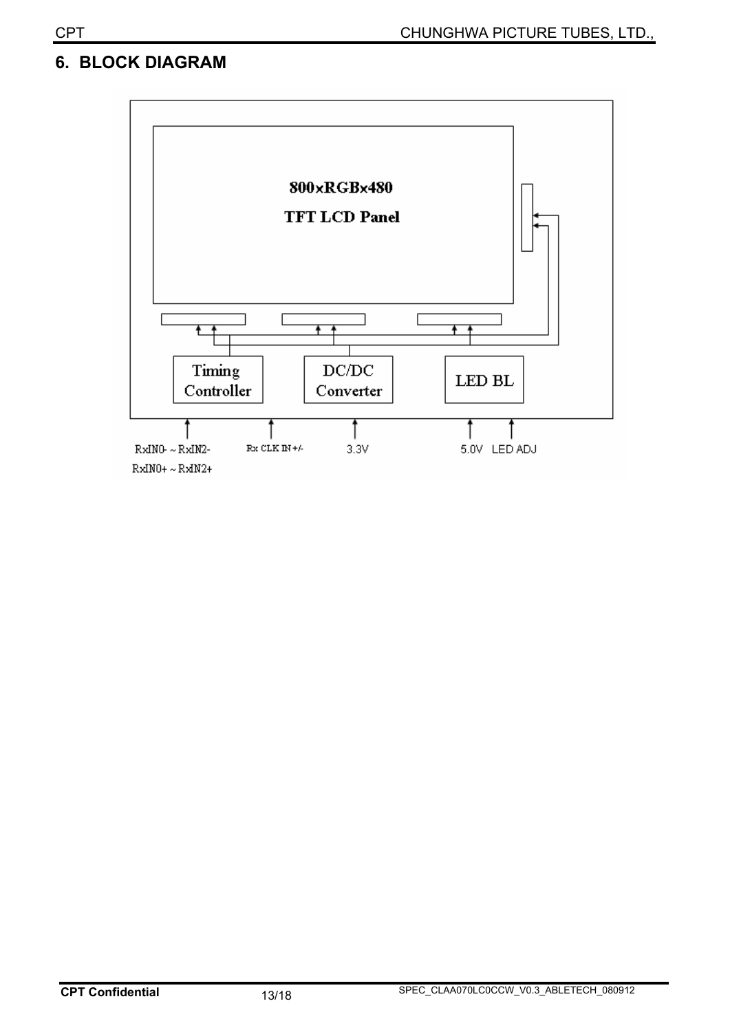## 6. BLOCK DIAGRAM

800xRGBx480

TFT LCD Panel

Timing Controller

DC/DC Converter

LED BL

RxIN0- ~ RxIN2-

RxIN0+ ~ RxIN2+

Rx CLK IN +/-

3.3V

5.0V

LED ADJ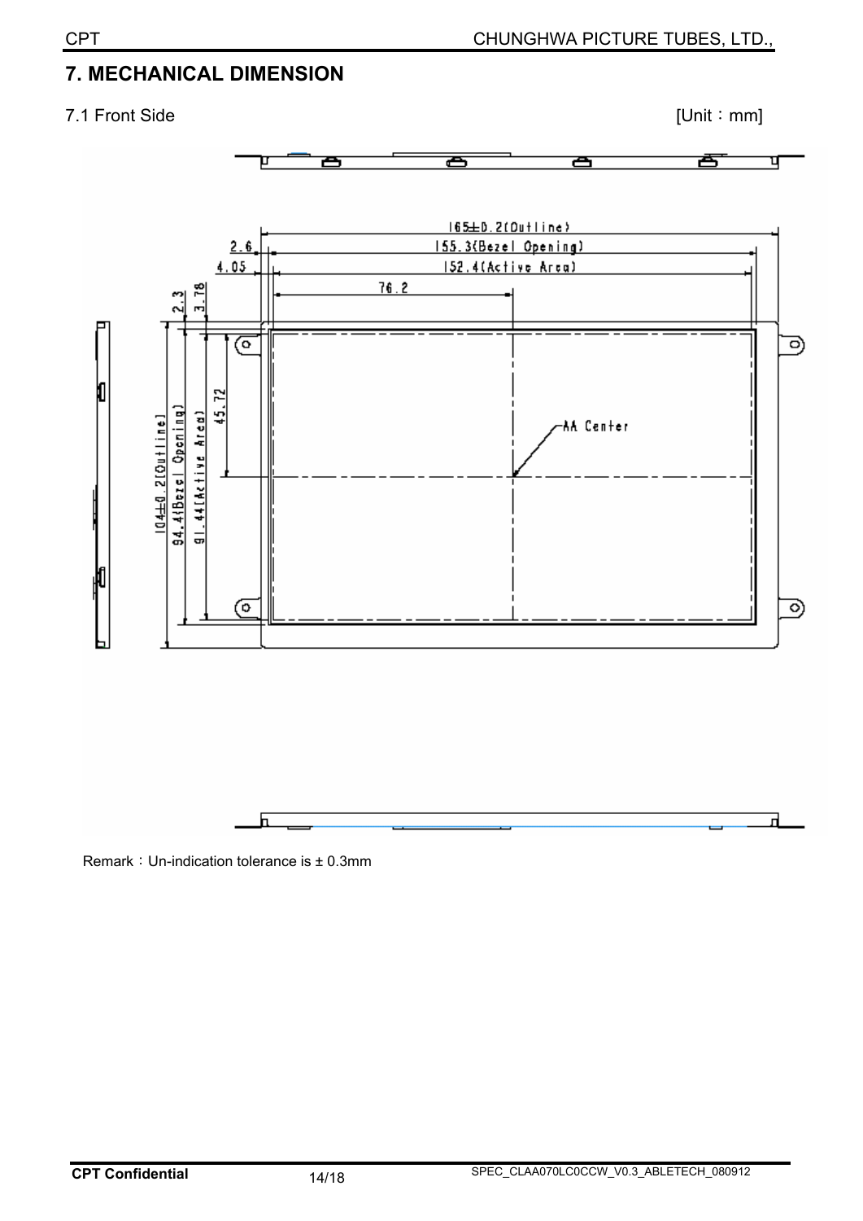## 7. MECHANICAL DIMENSION

7.1 Front Side [Unit：mm]

Remark：Un-indication tolerance is ± 0.3mm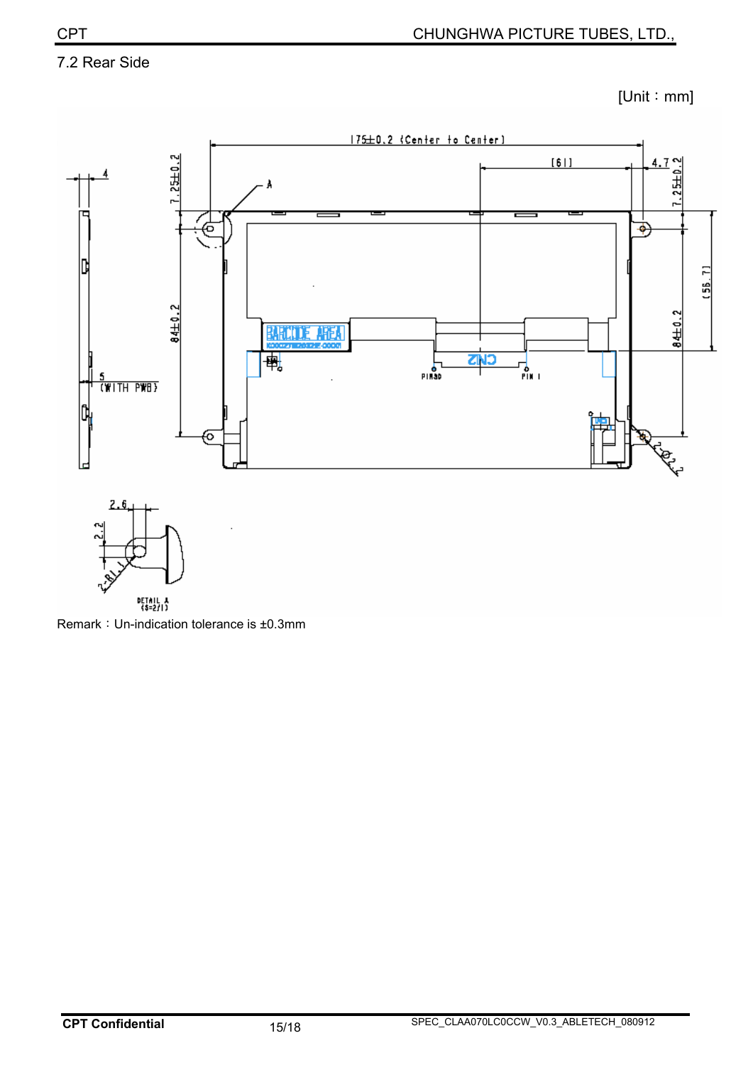## 7.2 Rear Side

[Unit：mm]

Remark：Un-indication tolerance is ±0.3mm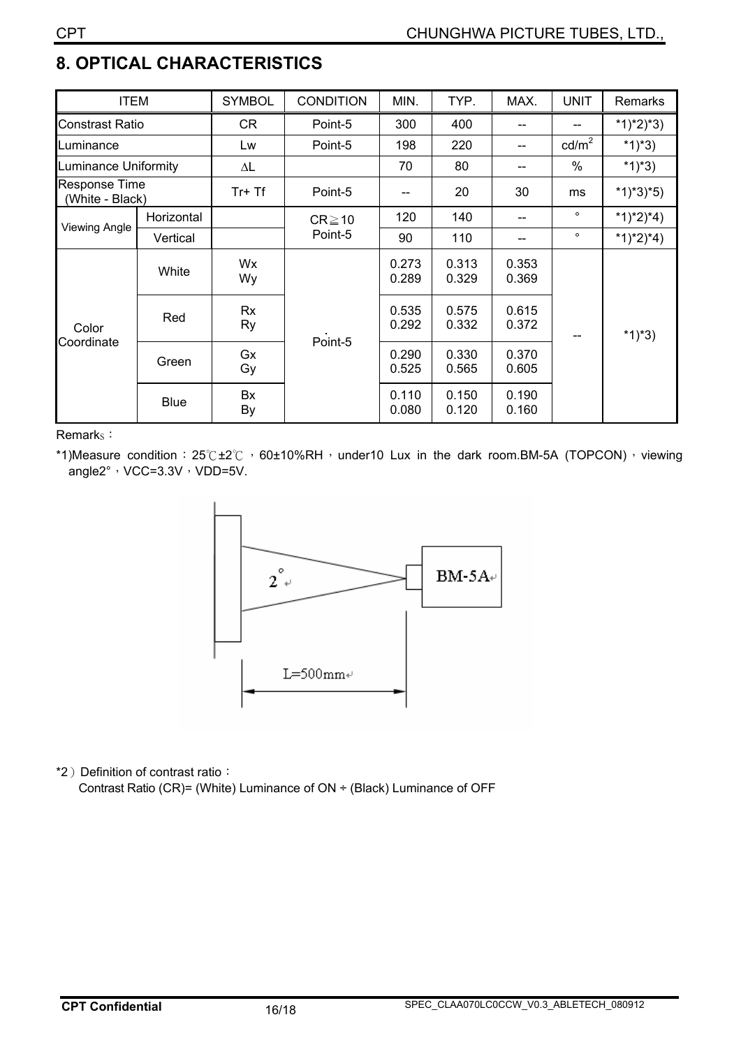## 8. OPTICAL CHARACTERISTICS

| ITEM | | SYMBOL | CONDITION | MIN. | TYP. | MAX. | UNIT | Remarks |
|---|---|---|---|---|---|---|---|---|
| Constrast Ratio | | CR | Point-5 | 300 | 400 | -- | -- | *1)*2)*3) |
| Luminance | | Lw | Point-5 | 198 | 220 | -- | $cd/m^2$ | *1)*3) |
| Luminance Uniformity | | ∆L | | 70 | 80 | -- | % | *1)*3) |
| Response Time (White - Black) | | Tr+ Tf | Point-5 | -- | 20 | 30 | ms | *1)*3)*5) |
| Viewing Angle | Horizontal | | CR≧10 Point-5 | 120 | 140 | -- | ° | *1)*2)*4) |
| | Vertical | | | 90 | 110 | -- | ° | *1)*2)*4) |
| Color Coordinate | White | Wx<br>Wy | Point-5 | 0.273<br>0.289 | 0.313<br>0.329 | 0.353<br>0.369 | -- | *1)*3) |
| | Red | Rx<br>Ry | | 0.535<br>0.292 | 0.575<br>0.332 | 0.615<br>0.372 | | |
| | Green | Gx<br>Gy | | 0.290<br>0.525 | 0.330<br>0.565 | 0.370<br>0.605 | | |
| | Blue | Bx<br>By | | 0.110<br>0.080 | 0.150<br>0.120 | 0.190<br>0.160 | | |

Remarks：

*1)Measure condition：25℃±2℃，60±10%RH，under10 Lux in the dark room.BM-5A (TOPCON)，viewing angle2°，VCC=3.3V，VDD=5V.

2°

BM-5A

L=500mm

*2）Definition of contrast ratio：
Contrast Ratio (CR)= (White) Luminance of ON ÷ (Black) Luminance of OFF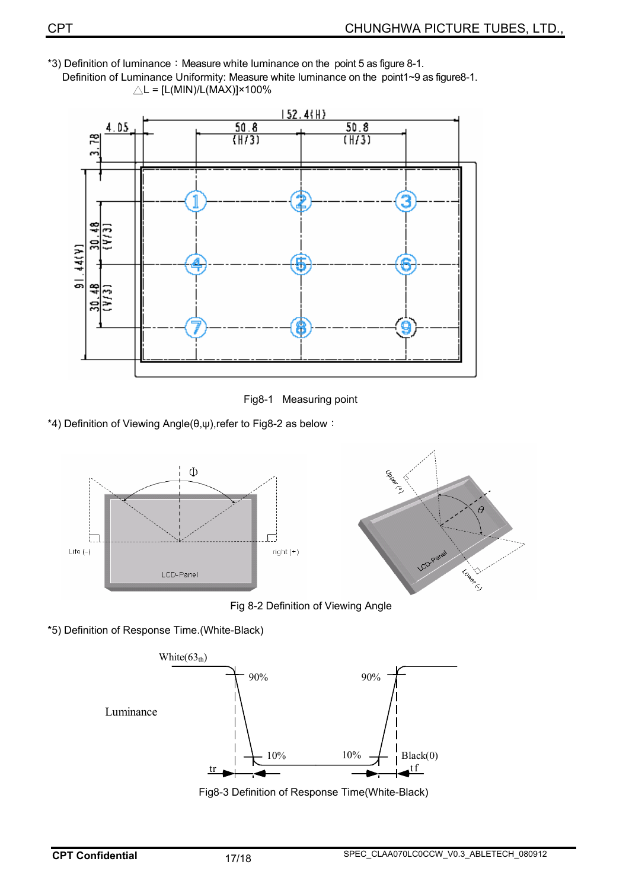*3) Definition of luminance：Measure white luminance on the point 5 as figure 8-1.
Definition of Luminance Uniformity: Measure white luminance on the point1~9 as figure8-1.
$\triangle L = [L(MIN)/L(MAX)] \times 100\%$

Fig8-1 Measuring point

*4) Definition of Viewing Angle(θ,ψ),refer to Fig8-2 as below：

Fig 8-2 Definition of Viewing Angle

*5) Definition of Response Time.(White-Black)

Fig8-3 Definition of Response Time(White-Black)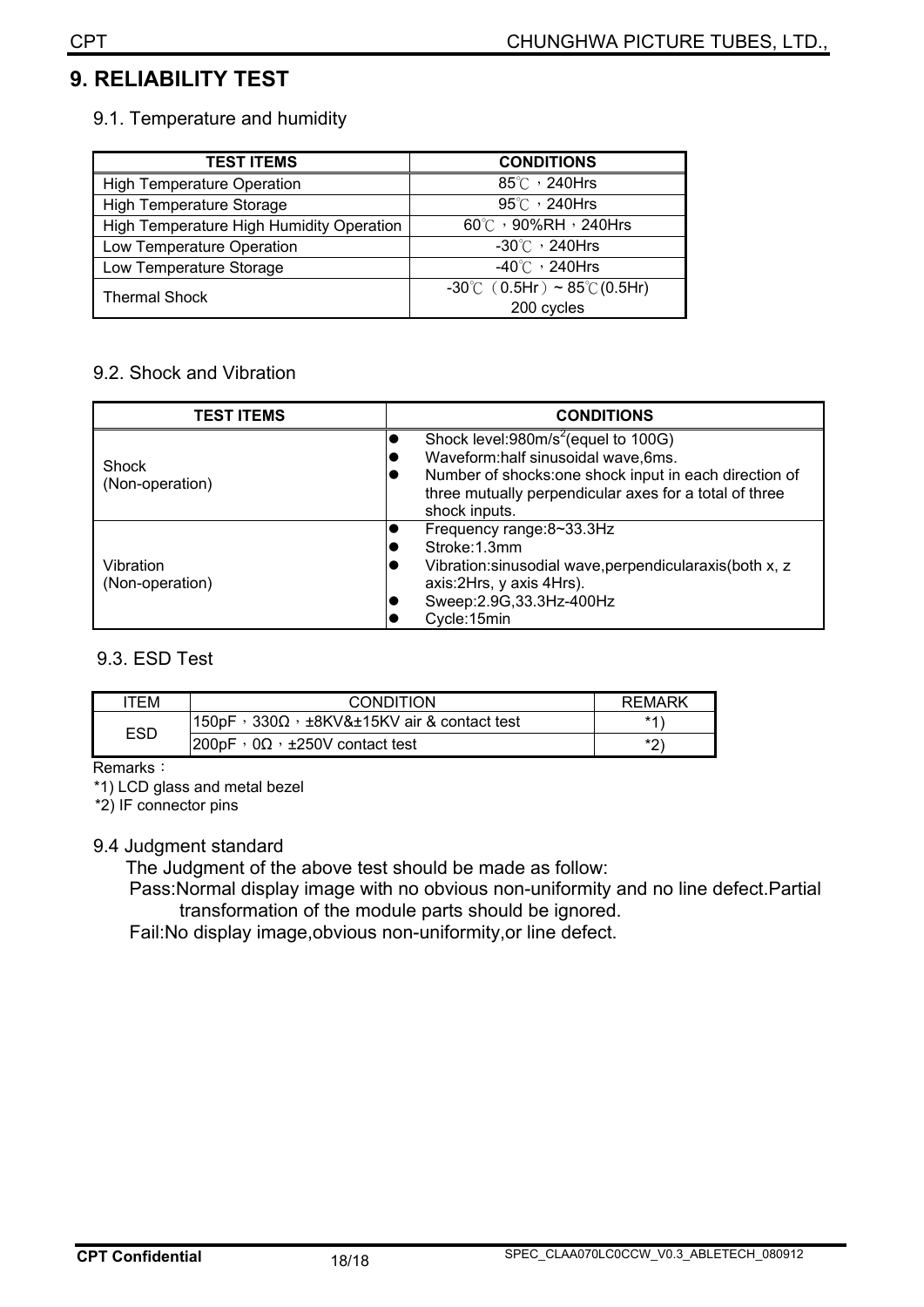# 9. RELIABILITY TEST

## 9.1. Temperature and humidity

| TEST ITEMS | CONDITIONS |
|---|---|
| High Temperature Operation | 85℃，240Hrs |
| High Temperature Storage | 95℃，240Hrs |
| High Temperature High Humidity Operation | 60℃，90%RH，240Hrs |
| Low Temperature Operation | -30℃，240Hrs |
| Low Temperature Storage | -40℃，240Hrs |
| Thermal Shock | -30℃（0.5Hr）~ 85℃(0.5Hr)<br>200 cycles |

## 9.2. Shock and Vibration

| TEST ITEMS | CONDITIONS |
|---|---|
| Shock<br>(Non-operation) | ● Shock level:980m/s$^2$(equel to 100G)<br>● Waveform:half sinusoidal wave,6ms.<br>● Number of shocks:one shock input in each direction of three mutually perpendicular axes for a total of three shock inputs. |
| Vibration<br>(Non-operation) | ● Frequency range:8~33.3Hz<br>● Stroke:1.3mm<br>● Vibration:sinusodial wave,perpendicularaxis(both x, z axis:2Hrs, y axis 4Hrs).<br>● Sweep:2.9G,33.3Hz-400Hz<br>● Cycle:15min |

## 9.3. ESD Test

| ITEM | CONDITION | REMARK |
|---|---|---|
| ESD | 150pF，330Ω，±8KV&±15KV air & contact test | *1) |
| | 200pF，0Ω，±250V contact test | *2) |

Remarks：

*1) LCD glass and metal bezel

*2) IF connector pins

## 9.4 Judgment standard

The Judgment of the above test should be made as follow:

Pass:Normal display image with no obvious non-uniformity and no line defect.Partial transformation of the module parts should be ignored.

Fail:No display image,obvious non-uniformity,or line defect.